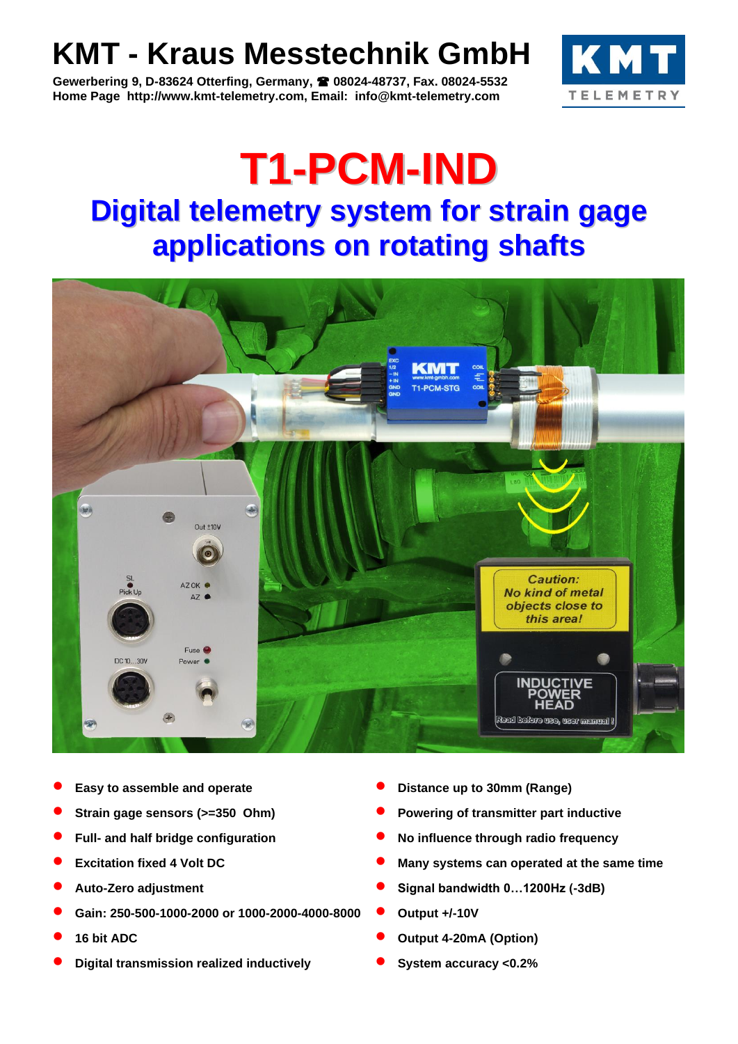# KMT - Kraus Messtechnik GmbH

**Gewerbering 9, D-83624 Otterfing, Germany, ☎ 08024-48737, Fax. 08024-5532**
**Home Page http://www.kmt-telemetry.com, Email: info@kmt-telemetry.com**

# T1-PCM-IND

## Digital telemetry system for strain gage applications on rotating shafts

- **Easy to assemble and operate**
- **Strain gage sensors (>=350 Ohm)**
- **Full- and half bridge configuration**
- **Excitation fixed 4 Volt DC**
- **Auto-Zero adjustment**
- **Gain: 250-500-1000-2000 or 1000-2000-4000-8000**
- **16 bit ADC**
- **Digital transmission realized inductively**
- **Distance up to 30mm (Range)**
- **Powering of transmitter part inductive**
- **No influence through radio frequency**
- **Many systems can operated at the same time**
- **Signal bandwidth 0…1200Hz (-3dB)**
- **Output +/-10V**
- **Output 4-20mA (Option)**
- **System accuracy <0.2%**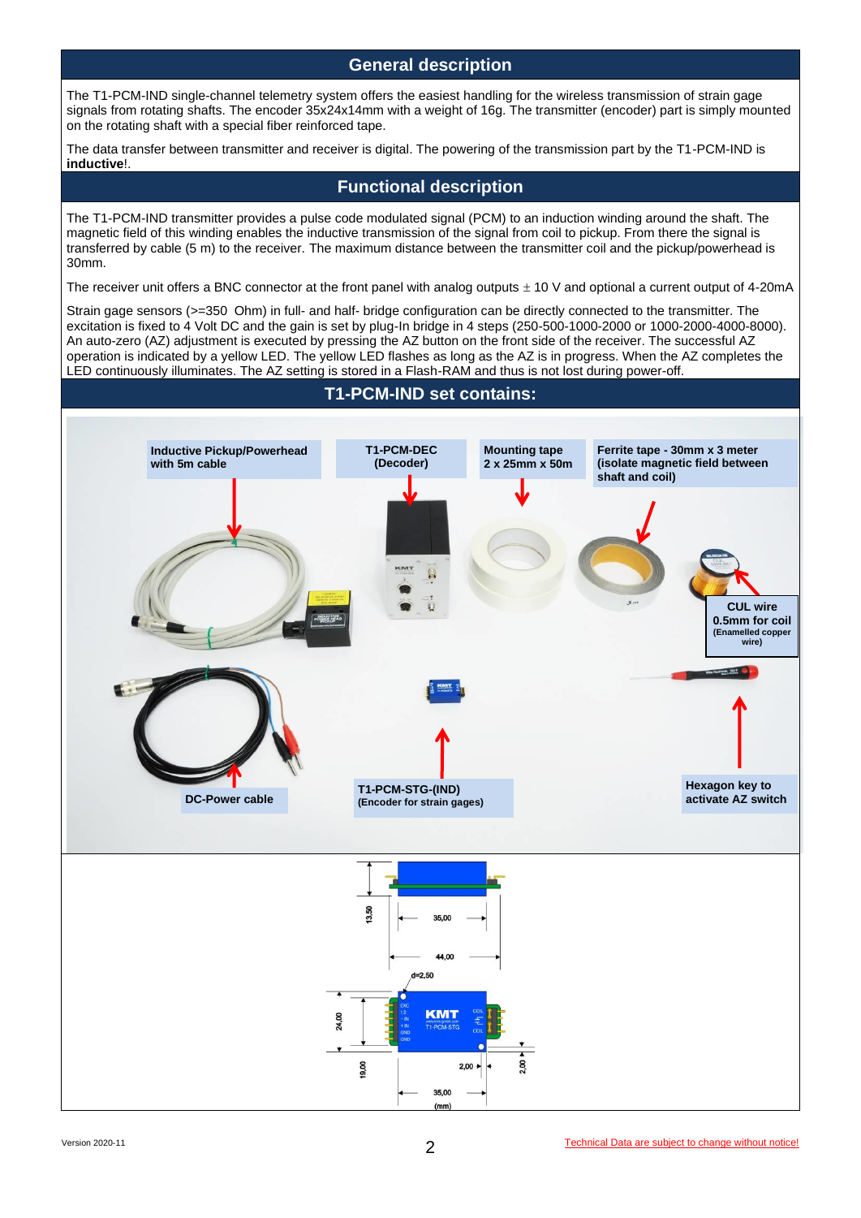## General description

The T1-PCM-IND single-channel telemetry system offers the easiest handling for the wireless transmission of strain gage signals from rotating shafts. The encoder 35x24x14mm with a weight of 16g. The transmitter (encoder) part is simply mounted on the rotating shaft with a special fiber reinforced tape.

The data transfer between transmitter and receiver is digital. The powering of the transmission part by the T1-PCM-IND is **inductive**!.

## Functional description

The T1-PCM-IND transmitter provides a pulse code modulated signal (PCM) to an induction winding around the shaft. The magnetic field of this winding enables the inductive transmission of the signal from coil to pickup. From there the signal is transferred by cable (5 m) to the receiver. The maximum distance between the transmitter coil and the pickup/powerhead is 30mm.

The receiver unit offers a BNC connector at the front panel with analog outputs ± 10 V and optional a current output of 4-20mA

Strain gage sensors (>=350 Ohm) in full- and half- bridge configuration can be directly connected to the transmitter. The excitation is fixed to 4 Volt DC and the gain is set by plug-In bridge in 4 steps (250-500-1000-2000 or 1000-2000-4000-8000). An auto-zero (AZ) adjustment is executed by pressing the AZ button on the front side of the receiver. The successful AZ operation is indicated by a yellow LED. The yellow LED flashes as long as the AZ is in progress. When the AZ completes the LED continuously illuminates. The AZ setting is stored in a Flash-RAM and thus is not lost during power-off.

## T1-PCM-IND set contains:

- **Inductive Pickup/Powerhead with 5m cable**
- **T1-PCM-DEC (Decoder)**
- **Mounting tape 2 x 25mm x 50m**
- **Ferrite tape - 30mm x 3 meter (isolate magnetic field between shaft and coil)**
- **CUL wire 0.5mm for coil (Enamelled copper wire)**
- **DC-Power cable**
- **T1-PCM-STG-(IND) (Encoder for strain gages)**
- **Hexagon key to activate AZ switch**

13,50 | 35,00 | 44,00 | d=2,50 | 24,00 | 19,00 | 2,00 | 2,00 | 35,00 | (mm)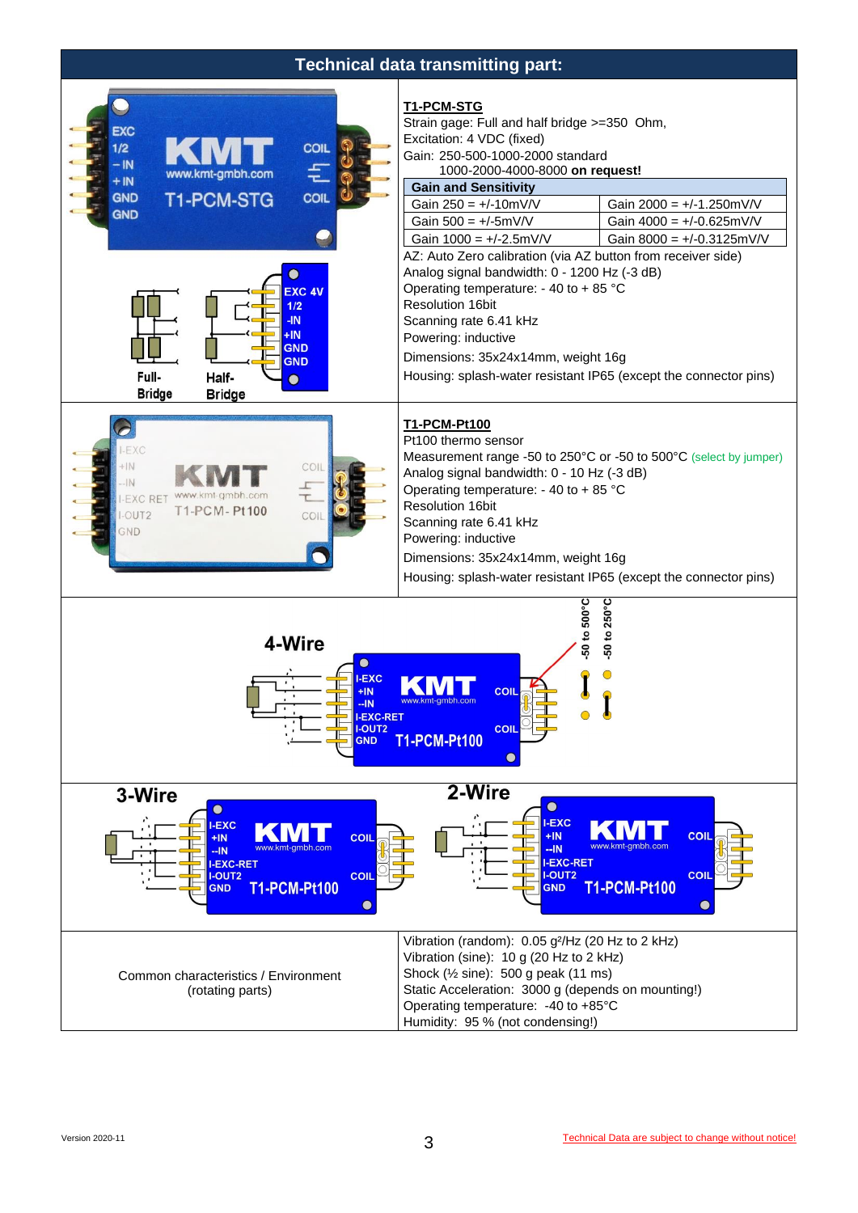## Technical data transmitting part:

### T1-PCM-STG

Strain gage: Full and half bridge >=350 Ohm,
Excitation: 4 VDC (fixed)
Gain: 250-500-1000-2000 standard
1000-2000-4000-8000 **on request!**

| Gain and Sensitivity | |
|---|---|
| Gain 250 = +/-10mV/V | Gain 2000 = +/-1.250mV/V |
| Gain 500 = +/-5mV/V | Gain 4000 = +/-0.625mV/V |
| Gain 1000 = +/-2.5mV/V | Gain 8000 = +/-0.3125mV/V |

AZ: Auto Zero calibration (via AZ button from receiver side)
Analog signal bandwidth: 0 - 1200 Hz (-3 dB)
Operating temperature: - 40 to + 85 °C
Resolution 16bit
Scanning rate 6.41 kHz
Powering: inductive

Dimensions: 35x24x14mm, weight 16g

Housing: splash-water resistant IP65 (except the connector pins)

EXC 4V, 1/2, -IN, +IN, GND, GND

Full-Bridge, Half-Bridge

### T1-PCM-Pt100

Pt100 thermo sensor
Measurement range -50 to 250°C or -50 to 500°C (select by jumper)
Analog signal bandwidth: 0 - 10 Hz (-3 dB)
Operating temperature: - 40 to + 85 °C
Resolution 16bit
Scanning rate 6.41 kHz
Powering: inductive

Dimensions: 35x24x14mm, weight 16g

Housing: splash-water resistant IP65 (except the connector pins)

### 4-Wire

-50 to 500°C, -50 to 250°C

I-EXC, +IN, --IN, I-EXC-RET, I-OUT2, GND

### 3-Wire

### 2-Wire

| Common characteristics / Environment (rotating parts) | Vibration (random): 0.05 g²/Hz (20 Hz to 2 kHz)<br>Vibration (sine): 10 g (20 Hz to 2 kHz)<br>Shock (½ sine): 500 g peak (11 ms)<br>Static Acceleration: 3000 g (depends on mounting!)<br>Operating temperature: -40 to +85°C<br>Humidity: 95 % (not condensing!) |
|---|---|

Version 2020-11

Technical Data are subject to change without notice!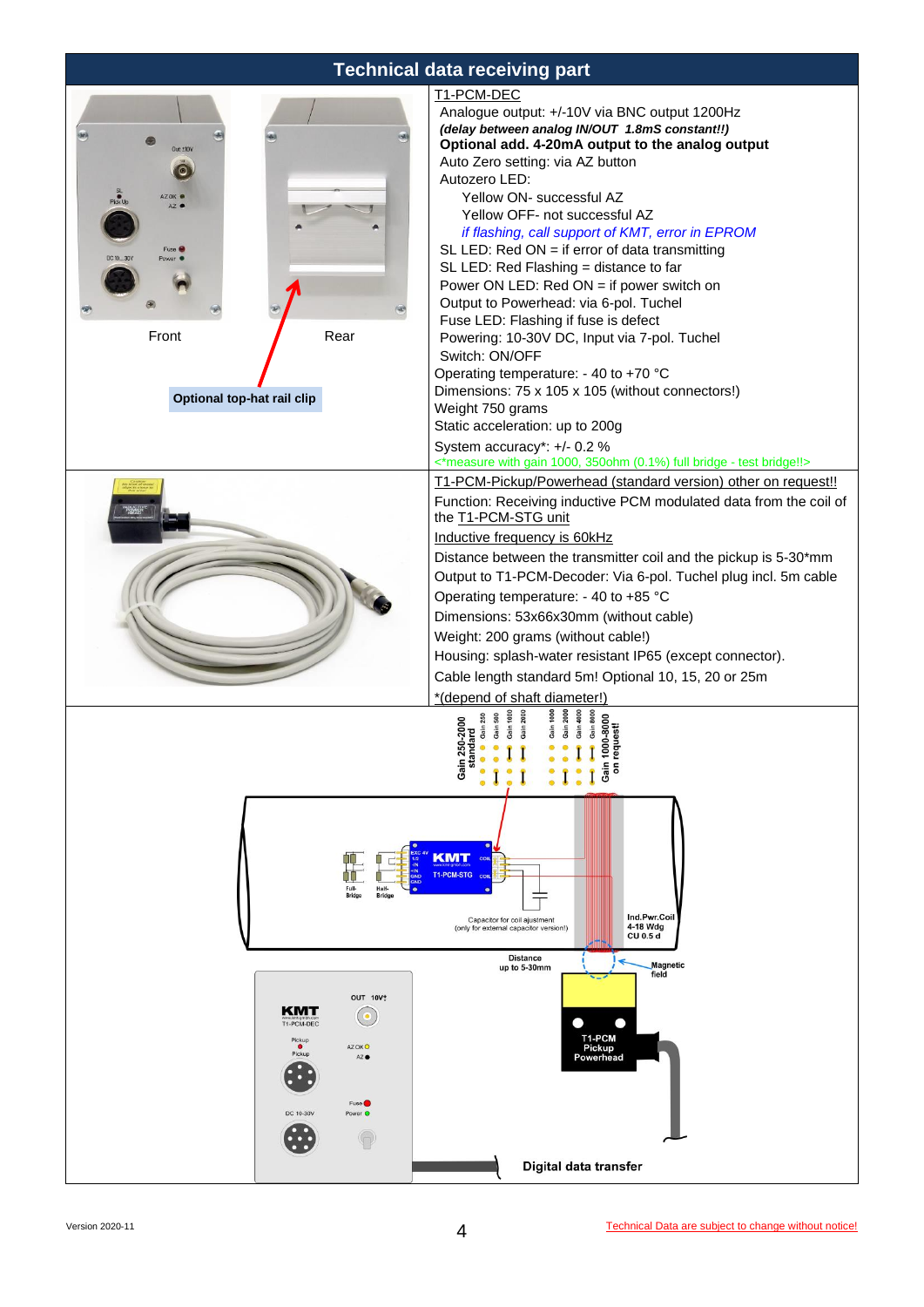## Technical data receiving part

Front

Rear

Optional top-hat rail clip

T1-PCM-DEC

Analogue output: +/-10V via BNC output 1200Hz

***(delay between analog IN/OUT 1.8mS constant!!)***

**Optional add. 4-20mA output to the analog output**

Auto Zero setting: via AZ button

Autozero LED:

Yellow ON- successful AZ

Yellow OFF- not successful AZ

*if flashing, call support of KMT, error in EPROM*

SL LED: Red ON = if error of data transmitting

SL LED: Red Flashing = distance to far

Power ON LED: Red ON = if power switch on

Output to Powerhead: via 6-pol. Tuchel

Fuse LED: Flashing if fuse is defect

Powering: 10-30V DC, Input via 7-pol. Tuchel

Switch: ON/OFF

Operating temperature: - 40 to +70 °C

Dimensions: 75 x 105 x 105 (without connectors!)

Weight 750 grams

Static acceleration: up to 200g

System accuracy*: +/- 0.2 %

<*measure with gain 1000, 350ohm (0.1%) full bridge - test bridge!!>

T1-PCM-Pickup/Powerhead (standard version) other on request!!

Function: Receiving inductive PCM modulated data from the coil of the T1-PCM-STG unit

Inductive frequency is 60kHz

Distance between the transmitter coil and the pickup is 5-30*mm

Output to T1-PCM-Decoder: Via 6-pol. Tuchel plug incl. 5m cable

Operating temperature: - 40 to +85 °C

Dimensions: 53x66x30mm (without cable)

Weight: 200 grams (without cable!)

Housing: splash-water resistant IP65 (except connector).

Cable length standard 5m! Optional 10, 15, 20 or 25m

*(depend of shaft diameter!)

Gain 250-2000 standard
Gain 250
Gain 500
Gain 1000
Gain 2000
Gain 1000
Gain 2000
Gain 4000
Gain 8000
Gain 1000-8000 on request!

Full-Bridge
Half-Bridge
KMT
T1-PCM-STG
Capacitor for coil adjustment (only for external capacitor version!)
Ind.Pwr.Coil 4-18 Wdg CU 0.5 d
Distance up to 5-30mm
Magnetic field
T1-PCM Pickup Powerhead
KMT T1-PCM-DEC
OUT 10V
Pickup
AZ OK
AZ
Fuse
Power
DC 10-30V
Digital data transfer

Version 2020-11

Technical Data are subject to change without notice!